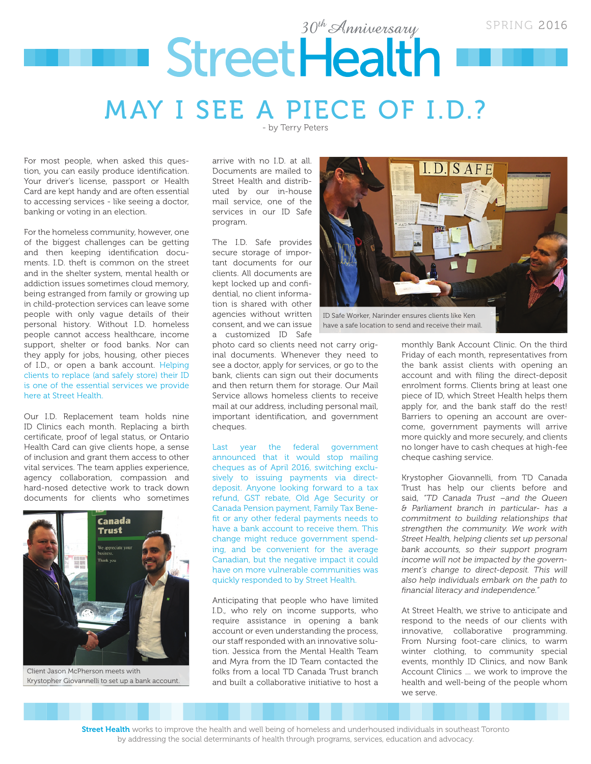30th Anniversary

# Street Health

SPRING 2016

## MAY I SEE A PIECE OF I.D.?

- by Terry Peters

For most people, when asked this question, you can easily produce identification. Your driver's license, passport or Health Card are kept handy and are often essential to accessing services - like seeing a doctor, banking or voting in an election.

For the homeless community, however, one of the biggest challenges can be getting and then keeping identification documents. I.D. theft is common on the street and in the shelter system, mental health or addiction issues sometimes cloud memory, being estranged from family or growing up in child-protection services can leave some people with only vague details of their personal history. Without I.D. homeless people cannot access healthcare, income support, shelter or food banks. Nor can they apply for jobs, housing, other pieces of I.D., or open a bank account. Helping clients to replace (and safely store) their ID is one of the essential services we provide here at Street Health.

Our I.D. Replacement team holds nine ID Clinics each month. Replacing a birth certificate, proof of legal status, or Ontario Health Card can give clients hope, a sense of inclusion and grant them access to other vital services. The team applies experience, agency collaboration, compassion and hard-nosed detective work to track down documents for clients who sometimes arrive with no I.D. at all. Documents are mailed to Street Health and distributed by our in-house mail service, one of the services in our ID Safe program.

Client Jason McPherson meets with Krystopher Giovannelli to set up a bank account.

The I.D. Safe provides secure storage of important documents for our clients. All documents are kept locked up and confidential, no client information is shared with other agencies without written consent, and we can issue a customized ID Safe photo card so clients need not carry original documents. Whenever they need to see a doctor, apply for services, or go to the bank, clients can sign out their documents and then return them for storage. Our Mail Service allows homeless clients to receive mail at our address, including personal mail, important identification, and government cheques.

ID Safe Worker, Narinder ensures clients like Ken have a safe location to send and receive their mail.

Last year the federal government announced that it would stop mailing cheques as of April 2016, switching exclusively to issuing payments via direct-deposit. Anyone looking forward to a tax refund, GST rebate, Old Age Security or Canada Pension payment, Family Tax Benefit or any other federal payments needs to have a bank account to receive them. This change might reduce government spending, and be convenient for the average Canadian, but the negative impact it could have on more vulnerable communities was quickly responded to by Street Health.

Anticipating that people who have limited I.D., who rely on income supports, who require assistance in opening a bank account or even understanding the process, our staff responded with an innovative solution. Jessica from the Mental Health Team and Myra from the ID Team contacted the folks from a local TD Canada Trust branch and built a collaborative initiative to host a monthly Bank Account Clinic. On the third Friday of each month, representatives from the bank assist clients with opening an account and with filing the direct-deposit enrolment forms. Clients bring at least one piece of ID, which Street Health helps them apply for, and the bank staff do the rest! Barriers to opening an account are overcome, government payments will arrive more quickly and more securely, and clients no longer have to cash cheques at high-fee cheque cashing service.

Krystopher Giovannelli, from TD Canada Trust has help our clients before and said, *"TD Canada Trust –and the Queen & Parliament branch in particular- has a commitment to building relationships that strengthen the community. We work with Street Health, helping clients set up personal bank accounts, so their support program income will not be impacted by the government's change to direct-deposit. This will also help individuals embark on the path to financial literacy and independence."*

At Street Health, we strive to anticipate and respond to the needs of our clients with innovative, collaborative programming. From Nursing foot-care clinics, to warm winter clothing, to community special events, monthly ID Clinics, and now Bank Account Clinics ... we work to improve the health and well-being of the people whom we serve.

**Street Health** works to improve the health and well being of homeless and underhoused individuals in southeast Toronto by addressing the social determinants of health through programs, services, education and advocacy.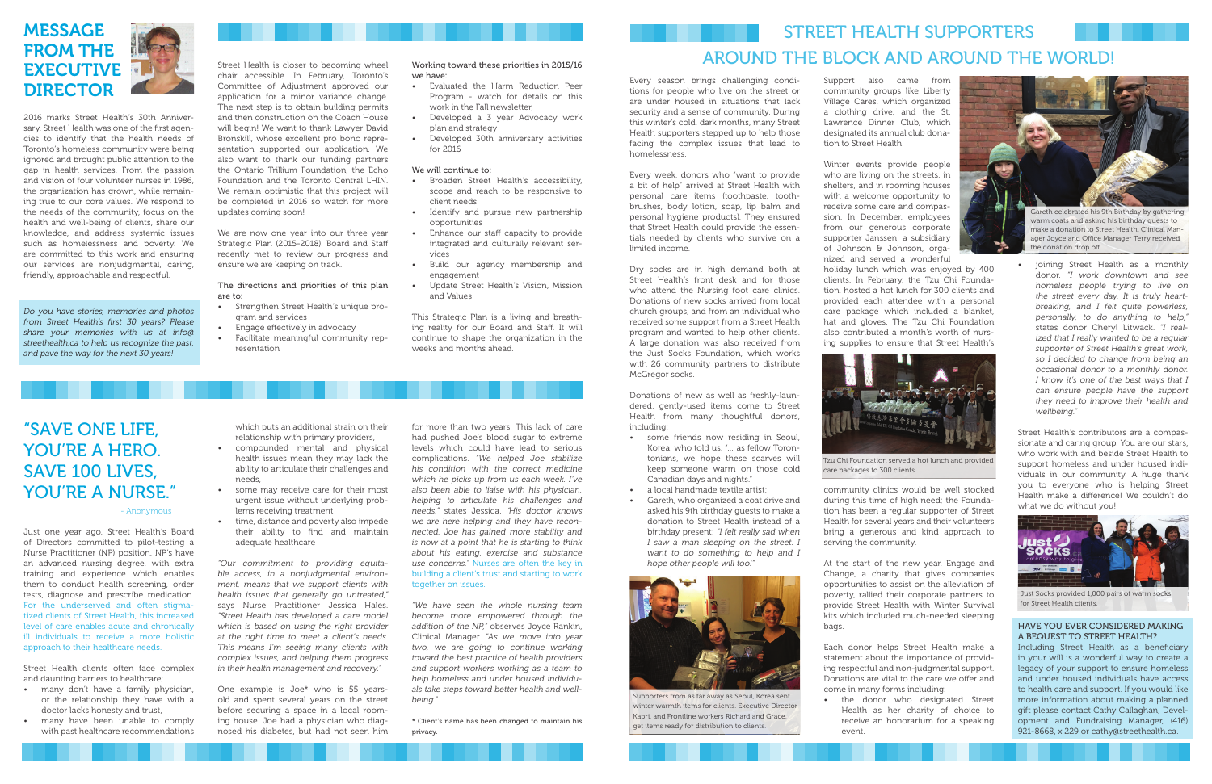# MESSAGE FROM THE EXECUTIVE DIRECTOR

2016 marks Street Health's 30th Anniversary. Street Health was one of the first agencies to identify that the health needs of Toronto's homeless community were being ignored and brought public attention to the gap in health services. From the passion and vision of four volunteer nurses in 1986, the organization has grown, while remaining true to our core values. We respond to the needs of the community, focus on the health and well-being of clients, share our knowledge, and address systemic issues such as homelessness and poverty. We are committed to this work and ensuring our services are nonjudgmental, caring, friendly, approachable and respectful.

*Do you have stories, memories and photos from Street Health's first 30 years? Please share your memories with us at info@streethealth.ca to help us recognize the past, and pave the way for the next 30 years!*

Street Health is closer to becoming wheel chair accessible. In February, Toronto's Committee of Adjustment approved our application for a minor variance change. The next step is to obtain building permits and then construction on the Coach House will begin! We want to thank Lawyer David Bronskill, whose excellent pro bono representation supported our application. We also want to thank our funding partners the Ontario Trillium Foundation, the Echo Foundation and the Toronto Central LHIN. We remain optimistic that this project will be completed in 2016 so watch for more updates coming soon!

We are now one year into our three year Strategic Plan (2015-2018). Board and Staff recently met to review our progress and ensure we are keeping on track.

The directions and priorities of this plan are to:

- Strengthen Street Health's unique program and services
- Engage effectively in advocacy
- Facilitate meaningful community representation

Working toward these priorities in 2015/16 we have:

- Evaluated the Harm Reduction Peer Program - watch for details on this work in the Fall newsletter,
- Developed a 3 year Advocacy work plan and strategy
- Developed 30th anniversary activities for 2016

We will continue to:

- Broaden Street Health's accessibility, scope and reach to be responsive to client needs
- Identify and pursue new partnership opportunities
- Enhance our staff capacity to provide integrated and culturally relevant services
- Build our agency membership and engagement
- Update Street Health's Vision, Mission and Values

This Strategic Plan is a living and breathing reality for our Board and Staff. It will continue to shape the organization in the weeks and months ahead.

# "SAVE ONE LIFE, YOU'RE A HERO. SAVE 100 LIVES, YOU'RE A NURSE."

- Anonymous

Just one year ago, Street Health's Board of Directors committed to pilot-testing a Nurse Practitioner (NP) position. NP's have an advanced nursing degree, with extra training and experience which enables them to conduct health screening, order tests, diagnose and prescribe medication. For the underserved and often stigmatized clients of Street Health, this increased level of care enables acute and chronically ill individuals to receive a more holistic approach to their healthcare needs.

Street Health clients often face complex and daunting barriers to healthcare;

- many don't have a family physician, or the relationship they have with a doctor lacks honesty and trust,
- many have been unable to comply with past healthcare recommendations which puts an additional strain on their relationship with primary providers,
- compounded mental and physical health issues mean they may lack the ability to articulate their challenges and needs,
- some may receive care for their most urgent issue without underlying problems receiving treatment
- time, distance and poverty also impede their ability to find and maintain adequate healthcare

*"Our commitment to providing equitable access, in a nonjudgmental environment, means that we support clients with health issues that generally go untreated,"* says Nurse Practitioner Jessica Hales. *"Street Health has developed a care model which is based on using the right provider at the right time to meet a client's needs. This means I'm seeing many clients with complex issues, and helping them progress in their health management and recovery."*

One example is Joe* who is 55 years-old and spent several years on the street before securing a space in a local rooming house. Joe had a physician who diagnosed his diabetes, but had not seen him for more than two years. This lack of care had pushed Joe's blood sugar to extreme levels which could have lead to serious complications. *"We helped Joe stabilize his condition with the correct medicine which he picks up from us each week. I've also been able to liaise with his physician, helping to articulate his challenges and needs,"* states Jessica. *"His doctor knows we are here helping and they have reconnected. Joe has gained more stability and is now at a point that he is starting to think about his eating, exercise and substance use concerns."* Nurses are often the key in building a client's trust and starting to work together on issues.

*"We have seen the whole nursing team become more empowered through the addition of the NP,"* observes Joyce Rankin, Clinical Manager. *"As we move into year two, we are going to continue working toward the best practice of health providers and support workers working as a team to help homeless and under housed individuals take steps toward better health and well-being."*

\* Client's name has been changed to maintain his privacy.

# STREET HEALTH SUPPORTERS AROUND THE BLOCK AND AROUND THE WORLD!

Every season brings challenging conditions for people who live on the street or are under housed in situations that lack security and a sense of community. During this winter's cold, dark months, many Street Health supporters stepped up to help those facing the complex issues that lead to homelessness.

Every week, donors who "want to provide a bit of help" arrived at Street Health with personal care items (toothpaste, toothbrushes, body lotion, soap, lip balm and personal hygiene products). They ensured that Street Health could provide the essentials needed by clients who survive on a limited income.

Dry socks are in high demand both at Street Health's front desk and for those who attend the Nursing foot care clinics. Donations of new socks arrived from local church groups, and from an individual who received some support from a Street Health program and wanted to help other clients. A large donation was also received from the Just Socks Foundation, which works with 26 community partners to distribute McGregor socks.

Donations of new as well as freshly-laundered, gently-used items come to Street Health from many thoughtful donors, including:

- some friends now residing in Seoul, Korea, who told us, "... as fellow Torontonians, we hope these scarves will keep someone warm on those cold Canadian days and nights."
- a local handmade textile artist;
- Gareth, who organized a coat drive and asked his 9th birthday guests to make a donation to Street Health instead of a birthday present: *"I felt really sad when I saw a man sleeping on the street. I want to do something to help and I hope other people will too!"*

Supporters from as far away as Seoul, Korea sent winter warmth items for clients. Executive Director Kapri, and Frontline workers Richard and Grace, get items ready for distribution to clients.

Support also came from community groups like Liberty Village Cares, which organized a clothing drive, and the St. Lawrence Dinner Club, which designated its annual club donation to Street Health.

Gareth celebrated his 9th Birthday by gathering warm coats and asking his birthday guests to make a donation to Street Health. Clinical Manager Joyce and Office Manager Terry received the donation drop off.

Winter events provide people who are living on the streets, in shelters, and in rooming houses with a welcome opportunity to receive some care and compassion. In December, employees from our generous corporate supporter Janssen, a subsidiary of Johnson & Johnson, organized and served a wonderful holiday lunch which was enjoyed by 400 clients. In February, the Tzu Chi Foundation, hosted a hot lunch for 300 clients and provided each attendee with a personal care package which included a blanket, hat and gloves. The Tzu Chi Foundation also contributed a month's worth of nursing supplies to ensure that Street Health's community clinics would be well stocked during this time of high need; the Foundation has been a regular supporter of Street Health for several years and their volunteers bring a generous and kind approach to serving the community.

Tzu Chi Foundation served a hot lunch and provided care packages to 300 clients.

At the start of the new year, Engage and Change, a charity that gives companies opportunities to assist on the alleviation of poverty, rallied their corporate partners to provide Street Health with Winter Survival kits which included much-needed sleeping bags.

Each donor helps Street Health make a statement about the importance of providing respectful and non-judgmental support. Donations are vital to the care we offer and come in many forms including:

- the donor who designated Street Health as her charity of choice to receive an honorarium for a speaking event.
- joining Street Health as a monthly donor. *"I work downtown and see homeless people trying to live on the street every day. It is truly heartbreaking, and I felt quite powerless, personally, to do anything to help,"* states donor Cheryl Litwack. *"I realized that I really wanted to be a regular supporter of Street Health's great work, so I decided to change from being an occasional donor to a monthly donor. I know it's one of the best ways that I can ensure people have the support they need to improve their health and wellbeing."*

Street Health's contributors are a compassionate and caring group. You are our stars, who work with and beside Street Health to support homeless and under housed individuals in our community. A huge thank you to everyone who is helping Street Health make a difference! We couldn't do what we do without you!

Just Socks provided 1,000 pairs of warm socks for Street Health clients.

## HAVE YOU EVER CONSIDERED MAKING A BEQUEST TO STREET HEALTH?

Including Street Health as a beneficiary in your will is a wonderful way to create a legacy of your support to ensure homeless and under housed individuals have access to health care and support. If you would like more information about making a planned gift please contact Cathy Callaghan, Development and Fundraising Manager, (416) 921-8668, x 229 or cathy@streethealth.ca.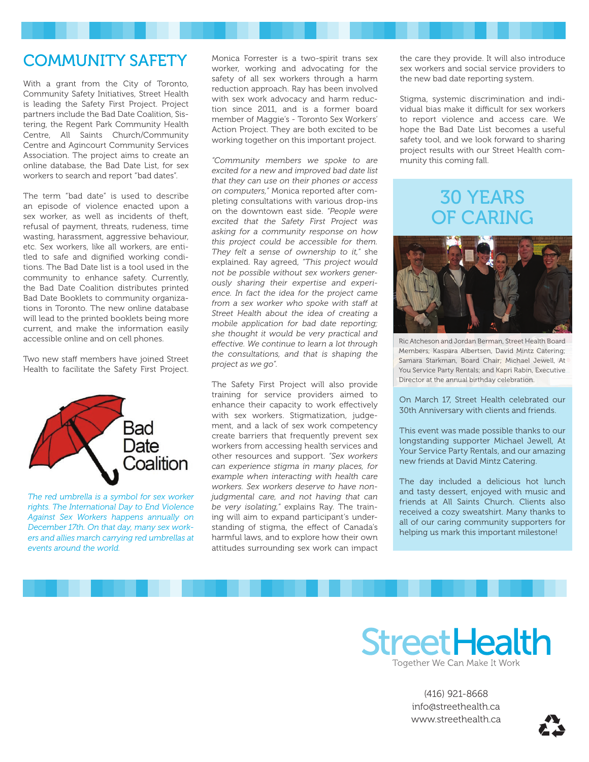# COMMUNITY SAFETY

With a grant from the City of Toronto, Community Safety Initiatives, Street Health is leading the Safety First Project. Project partners include the Bad Date Coalition, Sistering, the Regent Park Community Health Centre, All Saints Church/Community Centre and Agincourt Community Services Association. The project aims to create an online database, the Bad Date List, for sex workers to search and report "bad dates".

The term "bad date" is used to describe an episode of violence enacted upon a sex worker, as well as incidents of theft, refusal of payment, threats, rudeness, time wasting, harassment, aggressive behaviour, etc. Sex workers, like all workers, are entitled to safe and dignified working conditions. The Bad Date list is a tool used in the community to enhance safety. Currently, the Bad Date Coalition distributes printed Bad Date Booklets to community organizations in Toronto. The new online database will lead to the printed booklets being more current, and make the information easily accessible online and on cell phones.

Two new staff members have joined Street Health to facilitate the Safety First Project.

Bad Date Coalition

*The red umbrella is a symbol for sex worker rights. The International Day to End Violence Against Sex Workers happens annually on December 17th. On that day, many sex workers and allies march carrying red umbrellas at events around the world.*

Monica Forrester is a two-spirit trans sex worker, working and advocating for the safety of all sex workers through a harm reduction approach. Ray has been involved with sex work advocacy and harm reduction since 2011, and is a former board member of Maggie's - Toronto Sex Workers' Action Project. They are both excited to be working together on this important project.

*"Community members we spoke to are excited for a new and improved bad date list that they can use on their phones or access on computers,"* Monica reported after completing consultations with various drop-ins on the downtown east side. *"People were excited that the Safety First Project was asking for a community response on how this project could be accessible for them. They felt a sense of ownership to it,"* she explained. Ray agreed, *"This project would not be possible without sex workers generously sharing their expertise and experience. In fact the idea for the project came from a sex worker who spoke with staff at Street Health about the idea of creating a mobile application for bad date reporting; she thought it would be very practical and effective. We continue to learn a lot through the consultations, and that is shaping the project as we go".*

The Safety First Project will also provide training for service providers aimed to enhance their capacity to work effectively with sex workers. Stigmatization, judgement, and a lack of sex work competency create barriers that frequently prevent sex workers from accessing health services and other resources and support. *"Sex workers can experience stigma in many places, for example when interacting with health care workers. Sex workers deserve to have non-judgmental care, and not having that can be very isolating,"* explains Ray. The training will aim to expand participant's understanding of stigma, the effect of Canada's harmful laws, and to explore how their own attitudes surrounding sex work can impact the care they provide. It will also introduce sex workers and social service providers to the new bad date reporting system.

Stigma, systemic discrimination and individual bias make it difficult for sex workers to report violence and access care. We hope the Bad Date List becomes a useful safety tool, and we look forward to sharing project results with our Street Health community this coming fall.

# 30 YEARS OF CARING

Ric Atcheson and Jordan Berman, Street Health Board Members; Kaspara Albertsen, David Mintz Catering; Samara Starkman, Board Chair; Michael Jewell, At You Service Party Rentals; and Kapri Rabin, Executive Director at the annual birthday celebration.

On March 17, Street Health celebrated our 30th Anniversary with clients and friends.

This event was made possible thanks to our longstanding supporter Michael Jewell, At Your Service Party Rentals, and our amazing new friends at David Mintz Catering.

The day included a delicious hot lunch and tasty dessert, enjoyed with music and friends at All Saints Church. Clients also received a cozy sweatshirt. Many thanks to all of our caring community supporters for helping us mark this important milestone!

StreetHealth
Together We Can Make It Work

(416) 921-8668
info@streethealth.ca
www.streethealth.ca